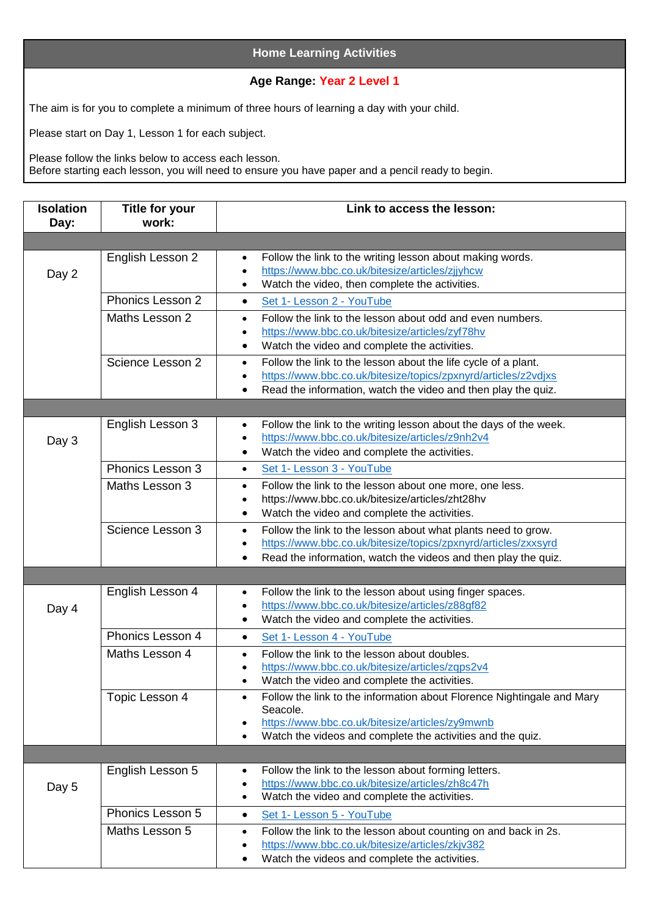## Home Learning Activities

**Age Range: Year 2 Level 1**

The aim is for you to complete a minimum of three hours of learning a day with your child.

Please start on Day 1, Lesson 1 for each subject.

Please follow the links below to access each lesson.
Before starting each lesson, you will need to ensure you have paper and a pencil ready to begin.

| Isolation Day: | Title for your work: | Link to access the lesson: |
|---|---|---|
| | | |
| Day 2 | English Lesson 2 | • Follow the link to the writing lesson about making words.<br>• https://www.bbc.co.uk/bitesize/articles/zjjyhcw<br>• Watch the video, then complete the activities. |
| | Phonics Lesson 2 | • Set 1- Lesson 2 - YouTube |
| | Maths Lesson 2 | • Follow the link to the lesson about odd and even numbers.<br>• https://www.bbc.co.uk/bitesize/articles/zyf78hv<br>• Watch the video and complete the activities. |
| | Science Lesson 2 | • Follow the link to the lesson about the life cycle of a plant.<br>• https://www.bbc.co.uk/bitesize/topics/zpxnyrd/articles/z2vdjxs<br>• Read the information, watch the video and then play the quiz. |
| | | |
| Day 3 | English Lesson 3 | • Follow the link to the writing lesson about the days of the week.<br>• https://www.bbc.co.uk/bitesize/articles/z9nh2v4<br>• Watch the video and complete the activities. |
| | Phonics Lesson 3 | • Set 1- Lesson 3 - YouTube |
| | Maths Lesson 3 | • Follow the link to the lesson about one more, one less.<br>• https://www.bbc.co.uk/bitesize/articles/zht28hv<br>• Watch the video and complete the activities. |
| | Science Lesson 3 | • Follow the link to the lesson about what plants need to grow.<br>• https://www.bbc.co.uk/bitesize/topics/zpxnyrd/articles/zxxsyrd<br>• Read the information, watch the videos and then play the quiz. |
| | | |
| Day 4 | English Lesson 4 | • Follow the link to the lesson about using finger spaces.<br>• https://www.bbc.co.uk/bitesize/articles/z88gf82<br>• Watch the video and complete the activities. |
| | Phonics Lesson 4 | • Set 1- Lesson 4 - YouTube |
| | Maths Lesson 4 | • Follow the link to the lesson about doubles.<br>• https://www.bbc.co.uk/bitesize/articles/zqps2v4<br>• Watch the video and complete the activities. |
| | Topic Lesson 4 | • Follow the link to the information about Florence Nightingale and Mary Seacole.<br>• https://www.bbc.co.uk/bitesize/articles/zy9mwnb<br>• Watch the videos and complete the activities and the quiz. |
| | | |
| Day 5 | English Lesson 5 | • Follow the link to the lesson about forming letters.<br>• https://www.bbc.co.uk/bitesize/articles/zh8c47h<br>• Watch the video and complete the activities. |
| | Phonics Lesson 5 | • Set 1- Lesson 5 - YouTube |
| | Maths Lesson 5 | • Follow the link to the lesson about counting on and back in 2s.<br>• https://www.bbc.co.uk/bitesize/articles/zkjv382<br>• Watch the videos and complete the activities. |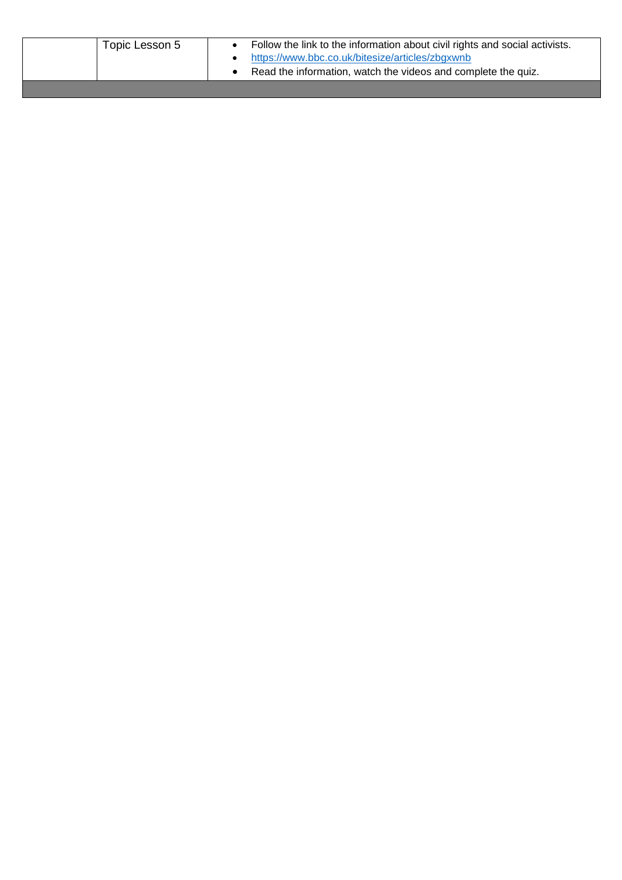| | | |
|---|---|---|
| | Topic Lesson 5 | • Follow the link to the information about civil rights and social activists.<br>• https://www.bbc.co.uk/bitesize/articles/zbgxwnb<br>• Read the information, watch the videos and complete the quiz. |
| | | |